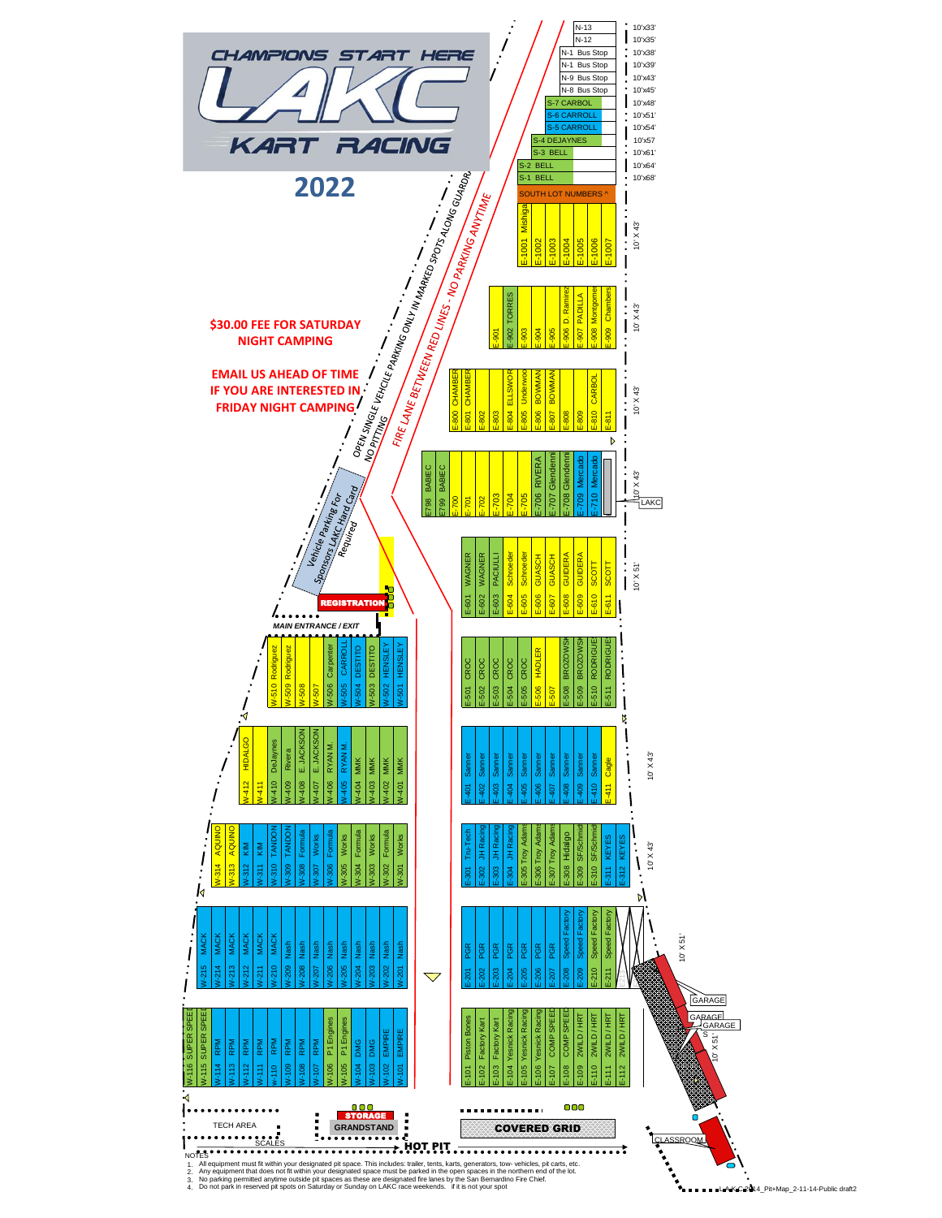# CHAMPIONS START HERE

# LAKC KART RACING

## 2022

**$30.00 FEE FOR SATURDAY NIGHT CAMPING**

**EMAIL US AHEAD OF TIME IF YOU ARE INTERESTED IN FRIDAY NIGHT CAMPING**

OPEN SINGLE VEHICLE PARKING ONLY IN MARKED SPOTS ALONG GUARDRAIL

NO PITTING

FIRE LANE BETWEEN RED LINES - NO PARKING ANYTIME

Vehicle Parking For Sponsors LAKC Hard Card Required

REGISTRATION

MAIN ENTRANCE / EXIT

### North / South Lot

| Spot | Size |
|---|---|
| N-13 | 10'x33' |
| N-12 | 10'x35' |
| N-1 Bus Stop | 10'x38' |
| N-1 Bus Stop | 10'x39' |
| N-9 Bus Stop | 10'x43' |
| N-8 Bus Stop | 10'x45' |
| S-7 CARBOL | 10'x48' |
| S-6 CARROLL | 10'x51' |
| S-5 CARROLL | 10'x54' |
| S-4 DEJAYNES | 10'x57 |
| S-3 BELL | 10'x61' |
| S-2 BELL | 10'x64' |
| S-1 BELL | 10'x68' |

SOUTH LOT NUMBERS ^

### East Pits

E-1001 Mishga, E-1002, E-1003, E-1004, E-1005, E-1006, E-1007 (10' X 43')

E-901, E-902 TORRES, E-903, E-904, E-905, E-906 D. Ramirez, E-907 PADILLA, E-908 Montgomery, E-909 Chambers (10' X 43')

E-800 CHAMBER, E-801 CHAMBER, E-802, E-803, E-804 ELLSWORTH, E-805 Underwood, E-806 BOWMAN, E-807 BOWMAN, E-808, E-809, E-810 CARBOL, E-811 (10' X 43')

E798 BABIEC, E799 BABIEC, E-700, E-701, E-702, E-703, E-704, E-705, E-706 RIVERA, E-707 Glendenni, E-708 Glendenni, E-709 Mercado, E-710 Mercado (10' X 43')

LAKC

E-601 WAGNER, E-602 WAGNER, E-603 PACIULLI, E-604 Schroeder, E-605 Schroeder, E-606 GUASCH, E-607 GUASCH, E-608 GUIDERA, E-609 GUIDERA, E-610 SCOTT, E-611 SCOTT (10' X 51')

E-501 CROC, E-502 CROC, E-503 CROC, E-504 CROC, E-505 CROC, E-506 HADLER, E-507, E-508 BROZOWSKI, E-509 BROZOWSKI, E-510 RODRIGUEZ, E-511 RODRIGUEZ

E-401 Sanner, E-402 Sanner, E-403 Sanner, E-404 Sanner, E-405 Sanner, E-406 Sanner, E-407 Sanner, E-408 Sanner, E-409 Sanner, E-410 Sanner, E-411 Cagle (10' X 43')

E-301 Tru-Tech, E-302 JH Racing, E-303 JH Racing, E-304 JH Racing, E-305 Troy Adams, E-306 Troy Adams, E-307 Troy Adams, E-308 Hidalgo, E-309 SF/Schmidt, E-310 SF/Schmidt, E-311 KEYES, E-312 KEYES (10' X 43')

E-201 PGR, E-202 PGR, E-203 PGR, E-204 PGR, E-205 PGR, E-206 PGR, E-207 PGR, E-208 Speed Factory, E-209 Speed Factory, E-210 Speed Factory, E-211 Speed Factory (10' X 51')

E-101 Piston Bones, E-102 Factory Kart, E-103 Factory Kart, E-104 Yesnick Racing, E-105 Yesnick Racing, E-106 Yesnick Racing, E-107 COMP SPEED, E-108 COMP SPEED, E-109 2WILD / HRT, E-110 2WILD / HRT, E-111 2WILD / HRT, E-112 2WILD / HRT (10' X 51')

### West Pits

W-510 Rodriguez, W-509 Rodriguez, W-508, W-507, W-506 Carpenter, W-505 CARROLL, W-504 DESTITO, W-503 DESTITO, W-502 HENSLEY, W-501 HENSLEY

W-412 HIDALGO, W-411, W-410 DeJaynes, W-409 Rivera, W-408 E. JACKSON, W-407 E. JACKSON, W-406 RYAN M., W-405 RYAN M., W-404 MMK, W-403 MMK, W-402 MMK, W-401 MMK

W-314 AQUINO, W-313 AQUINO, W-312 KIM, W-311 KIM, W-310 TANDON, W-309 TANDON, W-308 Formula, W-307 Works, W-306 Formula, W-305 Works, W-304 Formula, W-303 Works, W-302 Formula, W-301 Works

W-215 MACK, W-214 MACK, W-213 MACK, W-212 MACK, W-211 MACK, W-210 MACK, W-209 Nash, W-208 Nash, W-207 Nash, W-206 Nash, W-205 Nash, W-204 Nash, W-203 Nash, W-202 Nash, W-201 Nash

W-116 SUPER SPEED, W-115 SUPER SPEED, W-114 RPM, W-113 RPM, W-112 RPM, W-111 RPM, W-110 RPM, W-109 RPM, W-108 RPM, W-107 RPM, W-106 P1 Engines, W-105 P1 Engines, W-104 DMG, W-103 DMG, W-102 EMPIRE, W-101 EMPIRE

GARAGE | GARAGE | GARAGE (10' X 51')

TECH AREA | SCALES | STORAGE | GRANDSTAND | HOT PIT | COVERED GRID | CLASSROOM

NOTES

1. All equipment must fit within your designated pit space. This includes: trailer, tents, karts, generators, tow- vehicles, pit carts, etc.
2. Any equipment that does not fit within your designated space must be parked in the open spaces in the northern end of the lot.
3. No parking permitted anytime outside pit spaces as these are designated fire lanes by the San Bernardino Fire Chief.
4. Do not park in reserved pit spots on Saturday or Sunday on LAKC race weekends. If it is not your spot

LAKC-2014_Pit+Map_2-11-14-Public draft2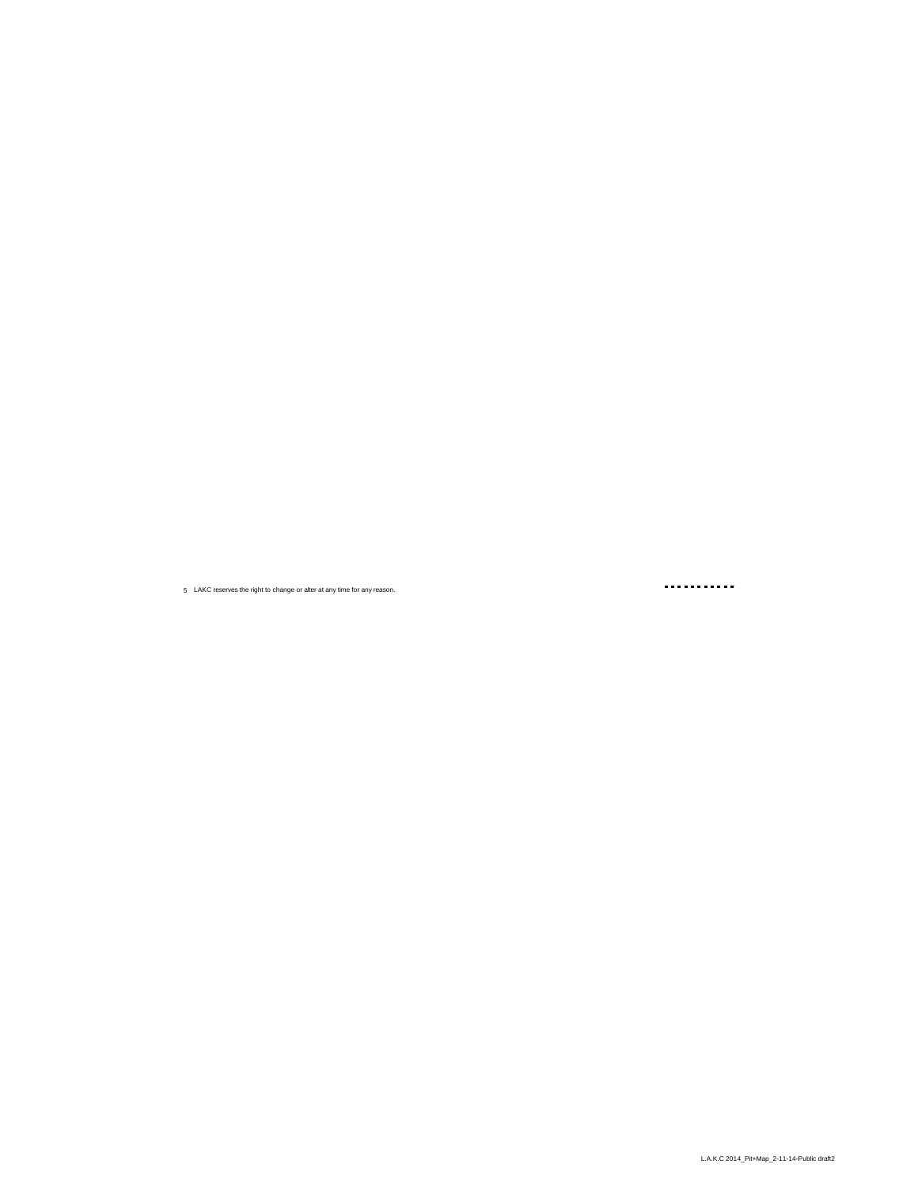5 LAKC reserves the right to change or alter at any time for any reason.